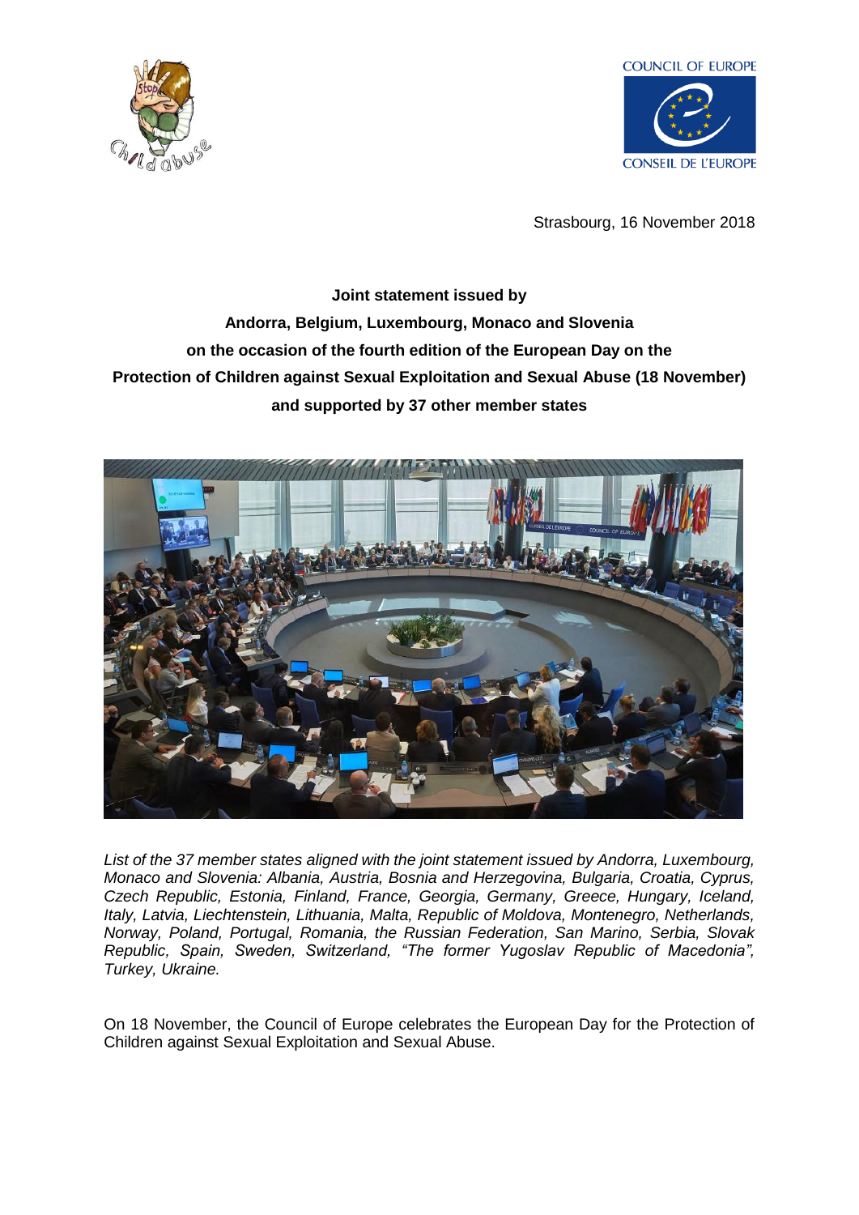Strasbourg, 16 November 2018

**Joint statement issued by**
**Andorra, Belgium, Luxembourg, Monaco and Slovenia**
**on the occasion of the fourth edition of the European Day on the**
**Protection of Children against Sexual Exploitation and Sexual Abuse (18 November)**
**and supported by 37 other member states**

*List of the 37 member states aligned with the joint statement issued by Andorra, Luxembourg, Monaco and Slovenia: Albania, Austria, Bosnia and Herzegovina, Bulgaria, Croatia, Cyprus, Czech Republic, Estonia, Finland, France, Georgia, Germany, Greece, Hungary, Iceland, Italy, Latvia, Liechtenstein, Lithuania, Malta, Republic of Moldova, Montenegro, Netherlands, Norway, Poland, Portugal, Romania, the Russian Federation, San Marino, Serbia, Slovak Republic, Spain, Sweden, Switzerland, "The former Yugoslav Republic of Macedonia", Turkey, Ukraine.*

On 18 November, the Council of Europe celebrates the European Day for the Protection of Children against Sexual Exploitation and Sexual Abuse.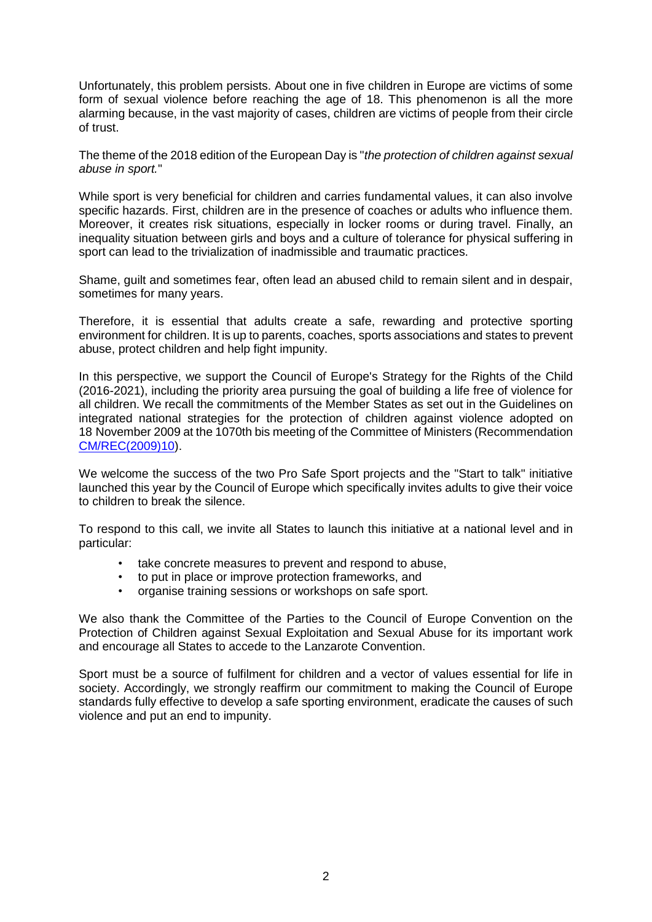Unfortunately, this problem persists. About one in five children in Europe are victims of some form of sexual violence before reaching the age of 18. This phenomenon is all the more alarming because, in the vast majority of cases, children are victims of people from their circle of trust.

The theme of the 2018 edition of the European Day is "*the protection of children against sexual abuse in sport.*"

While sport is very beneficial for children and carries fundamental values, it can also involve specific hazards. First, children are in the presence of coaches or adults who influence them. Moreover, it creates risk situations, especially in locker rooms or during travel. Finally, an inequality situation between girls and boys and a culture of tolerance for physical suffering in sport can lead to the trivialization of inadmissible and traumatic practices.

Shame, guilt and sometimes fear, often lead an abused child to remain silent and in despair, sometimes for many years.

Therefore, it is essential that adults create a safe, rewarding and protective sporting environment for children. It is up to parents, coaches, sports associations and states to prevent abuse, protect children and help fight impunity.

In this perspective, we support the Council of Europe's Strategy for the Rights of the Child (2016-2021), including the priority area pursuing the goal of building a life free of violence for all children. We recall the commitments of the Member States as set out in the Guidelines on integrated national strategies for the protection of children against violence adopted on 18 November 2009 at the 1070th bis meeting of the Committee of Ministers (Recommendation CM/REC(2009)10).

We welcome the success of the two Pro Safe Sport projects and the "Start to talk" initiative launched this year by the Council of Europe which specifically invites adults to give their voice to children to break the silence.

To respond to this call, we invite all States to launch this initiative at a national level and in particular:

- take concrete measures to prevent and respond to abuse,
- to put in place or improve protection frameworks, and
- organise training sessions or workshops on safe sport.

We also thank the Committee of the Parties to the Council of Europe Convention on the Protection of Children against Sexual Exploitation and Sexual Abuse for its important work and encourage all States to accede to the Lanzarote Convention.

Sport must be a source of fulfilment for children and a vector of values essential for life in society. Accordingly, we strongly reaffirm our commitment to making the Council of Europe standards fully effective to develop a safe sporting environment, eradicate the causes of such violence and put an end to impunity.